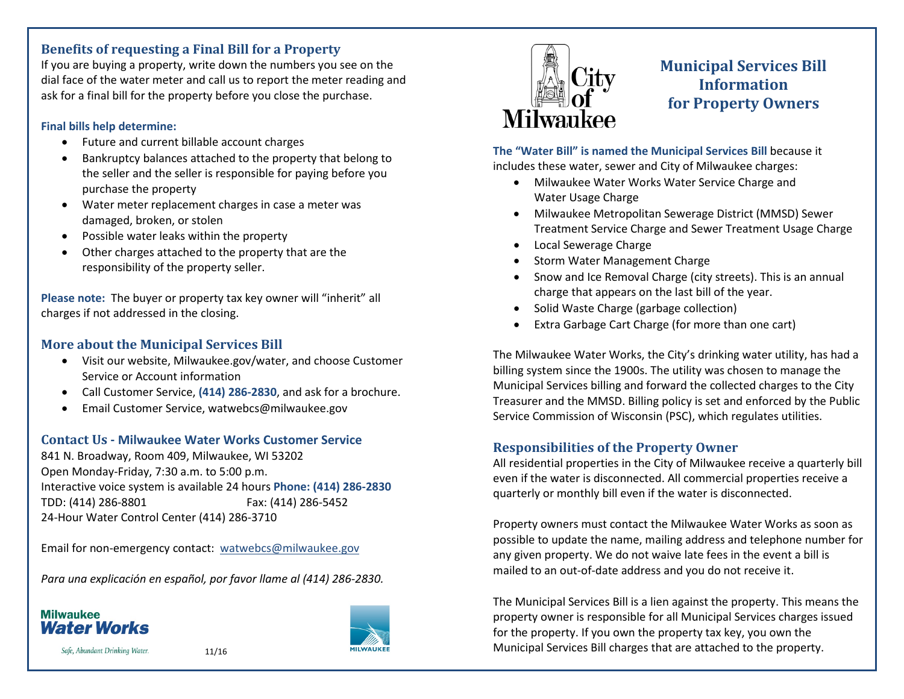## Benefits of requesting a Final Bill for a Property

If you are buying a property, write down the numbers you see on the dial face of the water meter and call us to report the meter reading and ask for a final bill for the property before you close the purchase.

**Final bills help determine:**

- Future and current billable account charges
- Bankruptcy balances attached to the property that belong to the seller and the seller is responsible for paying before you purchase the property
- Water meter replacement charges in case a meter was damaged, broken, or stolen
- Possible water leaks within the property
- Other charges attached to the property that are the responsibility of the property seller.

**Please note:** The buyer or property tax key owner will "inherit" all charges if not addressed in the closing.

## More about the Municipal Services Bill

- Visit our website, Milwaukee.gov/water, and choose Customer Service or Account information
- Call Customer Service, **(414) 286-2830**, and ask for a brochure.
- Email Customer Service, watwebcs@milwaukee.gov

## Contact Us - Milwaukee Water Works Customer Service

841 N. Broadway, Room 409, Milwaukee, WI 53202
Open Monday-Friday, 7:30 a.m. to 5:00 p.m.
Interactive voice system is available 24 hours **Phone: (414) 286-2830**
TDD: (414) 286-8801 Fax: (414) 286-5452
24-Hour Water Control Center (414) 286-3710

Email for non-emergency contact: watwebcs@milwaukee.gov

*Para una explicación en español, por favor llame al (414) 286-2830.*

Milwaukee Water Works

*Safe, Abundant Drinking Water.*

11/16

City of Milwaukee

# Municipal Services Bill Information for Property Owners

**The "Water Bill" is named the Municipal Services Bill** because it includes these water, sewer and City of Milwaukee charges:

- Milwaukee Water Works Water Service Charge and Water Usage Charge
- Milwaukee Metropolitan Sewerage District (MMSD) Sewer Treatment Service Charge and Sewer Treatment Usage Charge
- Local Sewerage Charge
- Storm Water Management Charge
- Snow and Ice Removal Charge (city streets). This is an annual charge that appears on the last bill of the year.
- Solid Waste Charge (garbage collection)
- Extra Garbage Cart Charge (for more than one cart)

The Milwaukee Water Works, the City's drinking water utility, has had a billing system since the 1900s. The utility was chosen to manage the Municipal Services billing and forward the collected charges to the City Treasurer and the MMSD. Billing policy is set and enforced by the Public Service Commission of Wisconsin (PSC), which regulates utilities.

## Responsibilities of the Property Owner

All residential properties in the City of Milwaukee receive a quarterly bill even if the water is disconnected. All commercial properties receive a quarterly or monthly bill even if the water is disconnected.

Property owners must contact the Milwaukee Water Works as soon as possible to update the name, mailing address and telephone number for any given property. We do not waive late fees in the event a bill is mailed to an out-of-date address and you do not receive it.

The Municipal Services Bill is a lien against the property. This means the property owner is responsible for all Municipal Services charges issued for the property. If you own the property tax key, you own the Municipal Services Bill charges that are attached to the property.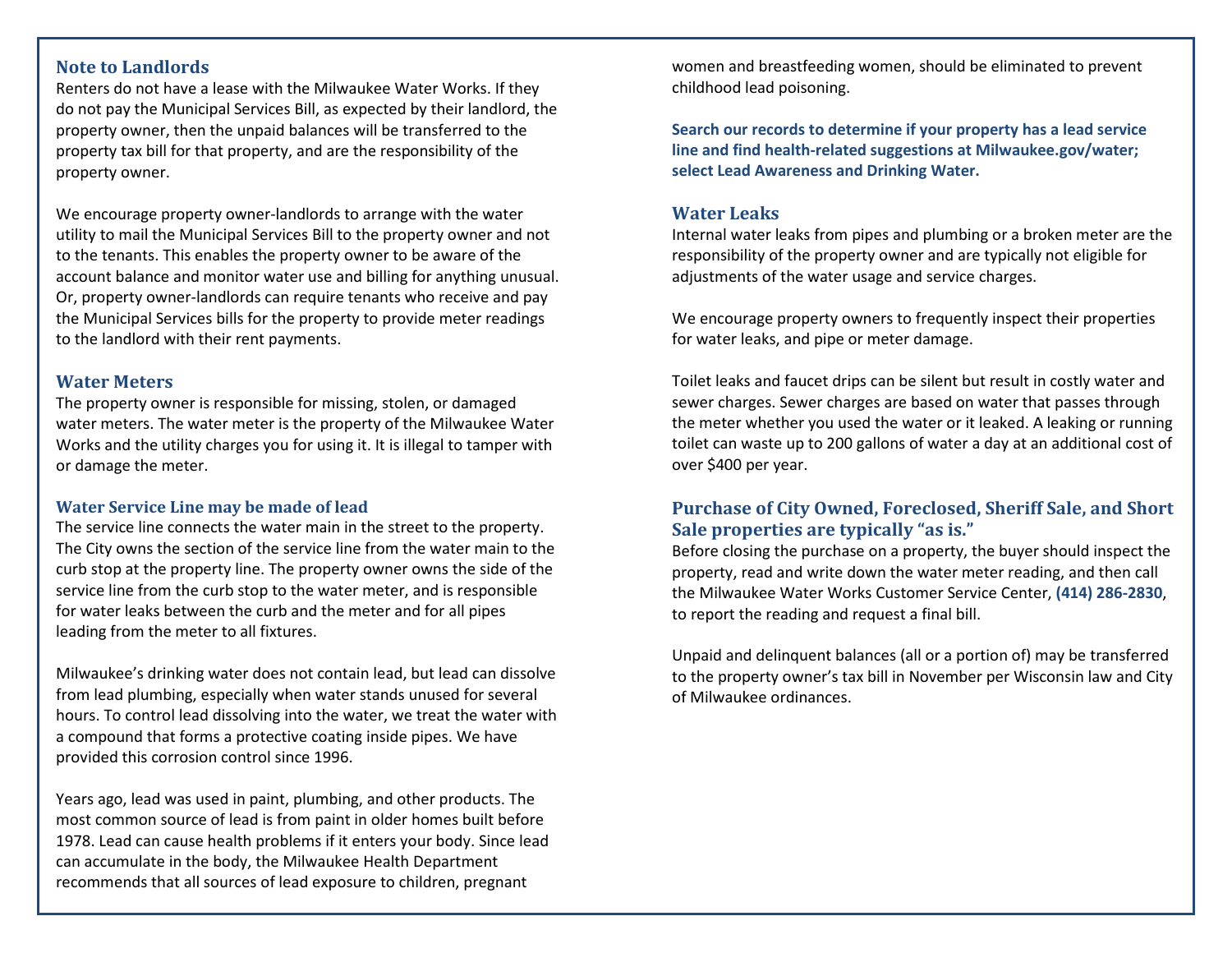## Note to Landlords

Renters do not have a lease with the Milwaukee Water Works. If they do not pay the Municipal Services Bill, as expected by their landlord, the property owner, then the unpaid balances will be transferred to the property tax bill for that property, and are the responsibility of the property owner.

We encourage property owner-landlords to arrange with the water utility to mail the Municipal Services Bill to the property owner and not to the tenants. This enables the property owner to be aware of the account balance and monitor water use and billing for anything unusual. Or, property owner-landlords can require tenants who receive and pay the Municipal Services bills for the property to provide meter readings to the landlord with their rent payments.

## Water Meters

The property owner is responsible for missing, stolen, or damaged water meters. The water meter is the property of the Milwaukee Water Works and the utility charges you for using it. It is illegal to tamper with or damage the meter.

### Water Service Line may be made of lead

The service line connects the water main in the street to the property. The City owns the section of the service line from the water main to the curb stop at the property line. The property owner owns the side of the service line from the curb stop to the water meter, and is responsible for water leaks between the curb and the meter and for all pipes leading from the meter to all fixtures.

Milwaukee's drinking water does not contain lead, but lead can dissolve from lead plumbing, especially when water stands unused for several hours. To control lead dissolving into the water, we treat the water with a compound that forms a protective coating inside pipes. We have provided this corrosion control since 1996.

Years ago, lead was used in paint, plumbing, and other products. The most common source of lead is from paint in older homes built before 1978. Lead can cause health problems if it enters your body. Since lead can accumulate in the body, the Milwaukee Health Department recommends that all sources of lead exposure to children, pregnant women and breastfeeding women, should be eliminated to prevent childhood lead poisoning.

**Search our records to determine if your property has a lead service line and find health-related suggestions at Milwaukee.gov/water; select Lead Awareness and Drinking Water.**

## Water Leaks

Internal water leaks from pipes and plumbing or a broken meter are the responsibility of the property owner and are typically not eligible for adjustments of the water usage and service charges.

We encourage property owners to frequently inspect their properties for water leaks, and pipe or meter damage.

Toilet leaks and faucet drips can be silent but result in costly water and sewer charges. Sewer charges are based on water that passes through the meter whether you used the water or it leaked. A leaking or running toilet can waste up to 200 gallons of water a day at an additional cost of over $400 per year.

## Purchase of City Owned, Foreclosed, Sheriff Sale, and Short Sale properties are typically "as is."

Before closing the purchase on a property, the buyer should inspect the property, read and write down the water meter reading, and then call the Milwaukee Water Works Customer Service Center, **(414) 286-2830**, to report the reading and request a final bill.

Unpaid and delinquent balances (all or a portion of) may be transferred to the property owner's tax bill in November per Wisconsin law and City of Milwaukee ordinances.